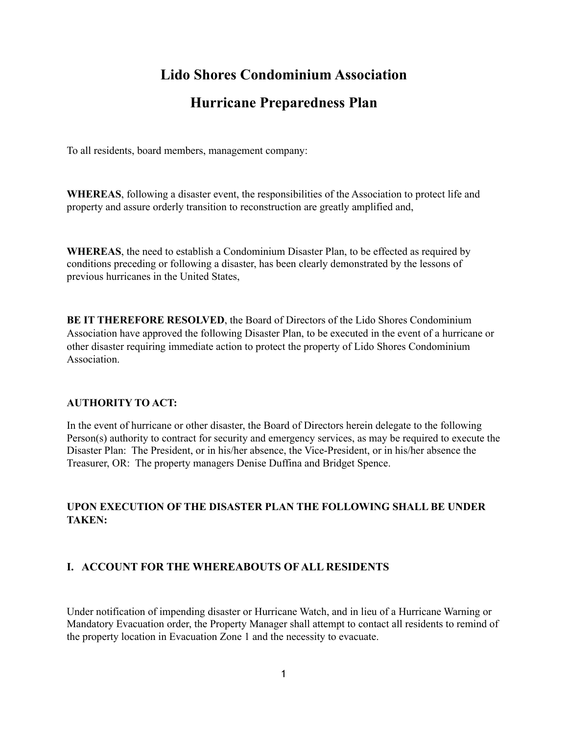# Lido Shores Condominium Association

# Hurricane Preparedness Plan

To all residents, board members, management company:

**WHEREAS**, following a disaster event, the responsibilities of the Association to protect life and property and assure orderly transition to reconstruction are greatly amplified and,

**WHEREAS**, the need to establish a Condominium Disaster Plan, to be effected as required by conditions preceding or following a disaster, has been clearly demonstrated by the lessons of previous hurricanes in the United States,

**BE IT THEREFORE RESOLVED**, the Board of Directors of the Lido Shores Condominium Association have approved the following Disaster Plan, to be executed in the event of a hurricane or other disaster requiring immediate action to protect the property of Lido Shores Condominium Association.

**AUTHORITY TO ACT:**

In the event of hurricane or other disaster, the Board of Directors herein delegate to the following Person(s) authority to contract for security and emergency services, as may be required to execute the Disaster Plan: The President, or in his/her absence, the Vice-President, or in his/her absence the Treasurer, OR: The property managers Denise Duffina and Bridget Spence.

**UPON EXECUTION OF THE DISASTER PLAN THE FOLLOWING SHALL BE UNDER TAKEN:**

## I. ACCOUNT FOR THE WHEREABOUTS OF ALL RESIDENTS

Under notification of impending disaster or Hurricane Watch, and in lieu of a Hurricane Warning or Mandatory Evacuation order, the Property Manager shall attempt to contact all residents to remind of the property location in Evacuation Zone 1 and the necessity to evacuate.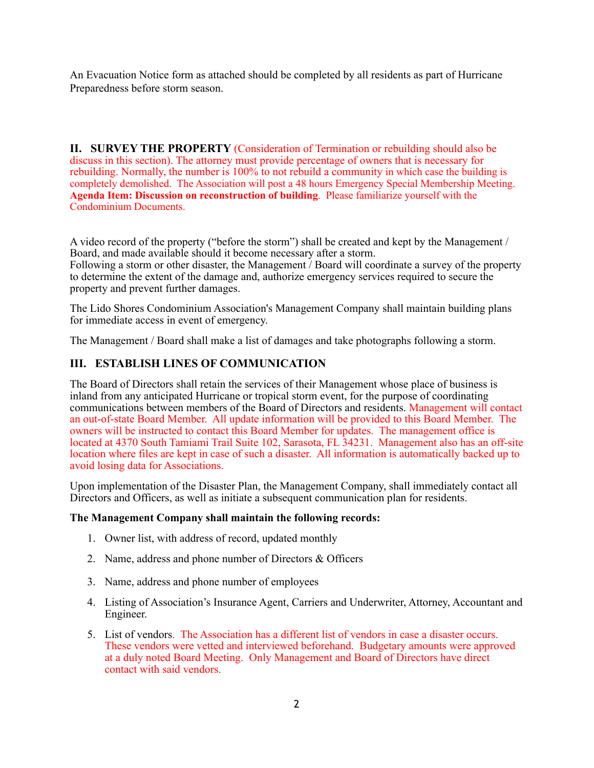An Evacuation Notice form as attached should be completed by all residents as part of Hurricane Preparedness before storm season.

## II. SURVEY THE PROPERTY

(Consideration of Termination or rebuilding should also be discuss in this section). The attorney must provide percentage of owners that is necessary for rebuilding. Normally, the number is 100% to not rebuild a community in which case the building is completely demolished. The Association will post a 48 hours Emergency Special Membership Meeting. **Agenda Item: Discussion on reconstruction of building**. Please familiarize yourself with the Condominium Documents.

A video record of the property ("before the storm") shall be created and kept by the Management / Board, and made available should it become necessary after a storm.
Following a storm or other disaster, the Management / Board will coordinate a survey of the property to determine the extent of the damage and, authorize emergency services required to secure the property and prevent further damages.

The Lido Shores Condominium Association's Management Company shall maintain building plans for immediate access in event of emergency.

The Management / Board shall make a list of damages and take photographs following a storm.

## III. ESTABLISH LINES OF COMMUNICATION

The Board of Directors shall retain the services of their Management whose place of business is inland from any anticipated Hurricane or tropical storm event, for the purpose of coordinating communications between members of the Board of Directors and residents. Management will contact an out-of-state Board Member. All update information will be provided to this Board Member. The owners will be instructed to contact this Board Member for updates. The management office is located at 4370 South Tamiami Trail Suite 102, Sarasota, FL 34231. Management also has an off-site location where files are kept in case of such a disaster. All information is automatically backed up to avoid losing data for Associations.

Upon implementation of the Disaster Plan, the Management Company, shall immediately contact all Directors and Officers, as well as initiate a subsequent communication plan for residents.

**The Management Company shall maintain the following records:**

1. Owner list, with address of record, updated monthly
2. Name, address and phone number of Directors & Officers
3. Name, address and phone number of employees
4. Listing of Association's Insurance Agent, Carriers and Underwriter, Attorney, Accountant and Engineer.
5. List of vendors. The Association has a different list of vendors in case a disaster occurs. These vendors were vetted and interviewed beforehand. Budgetary amounts were approved at a duly noted Board Meeting. Only Management and Board of Directors have direct contact with said vendors.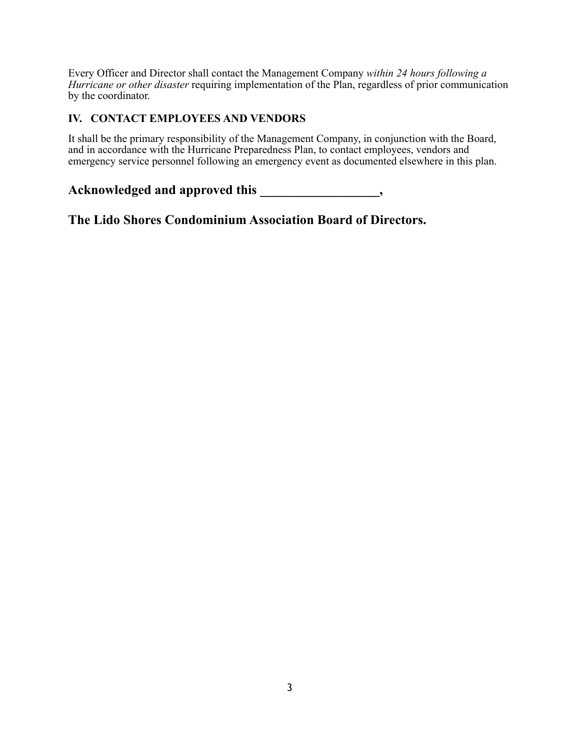Every Officer and Director shall contact the Management Company *within 24 hours following a Hurricane or other disaster* requiring implementation of the Plan, regardless of prior communication by the coordinator.

### IV. CONTACT EMPLOYEES AND VENDORS

It shall be the primary responsibility of the Management Company, in conjunction with the Board, and in accordance with the Hurricane Preparedness Plan, to contact employees, vendors and emergency service personnel following an emergency event as documented elsewhere in this plan.

## Acknowledged and approved this __________________,

## The Lido Shores Condominium Association Board of Directors.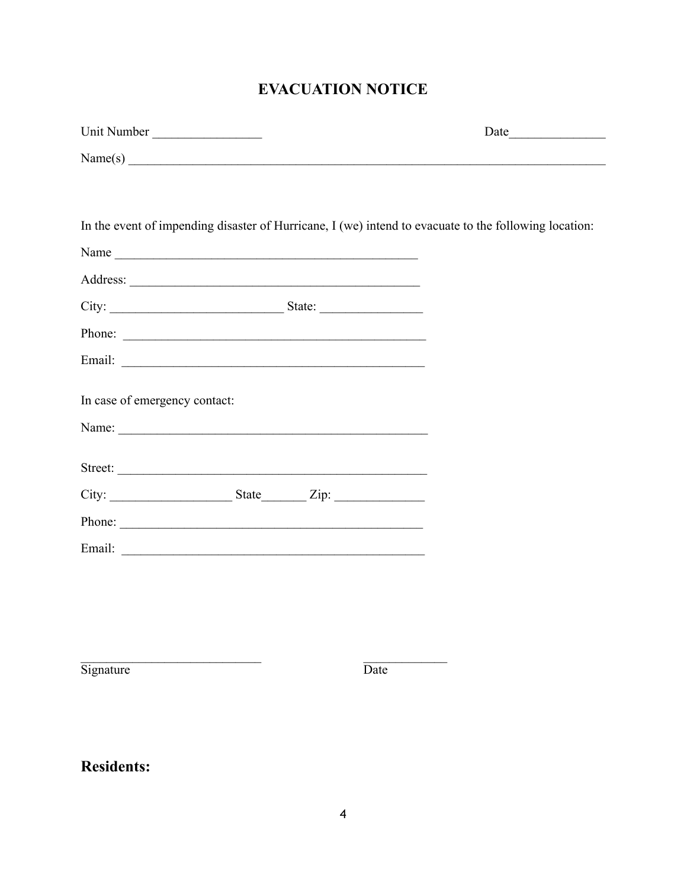# EVACUATION NOTICE

Unit Number _________________ Date_______________

Name(s) ______________________________________________________________________________

In the event of impending disaster of Hurricane, I (we) intend to evacuate to the following location:

Name _________________________________________________

Address: ______________________________________________

City: ___________________________ State: ________________

Phone: ________________________________________________

Email: ________________________________________________

In case of emergency contact:

Name: _________________________________________________

Street: ________________________________________________

City: ___________________ State_______ Zip: ______________

Phone: ________________________________________________

Email: ________________________________________________

_____________________________ _____________
Signature Date

## Residents: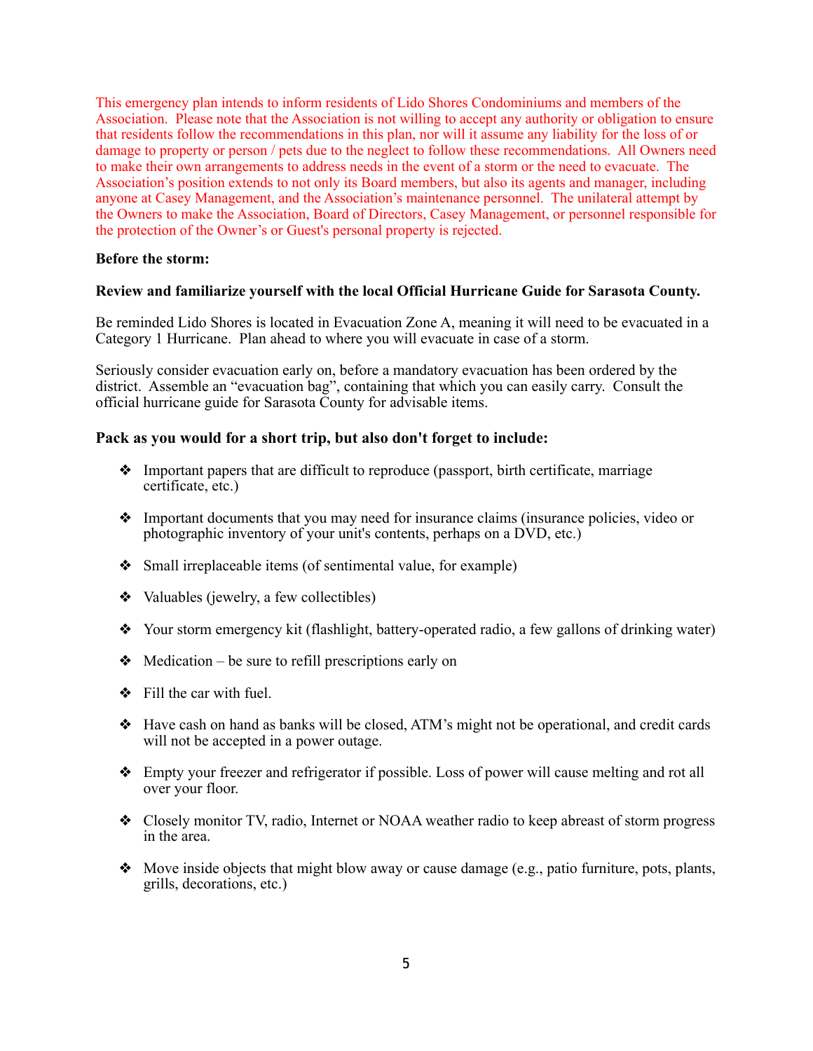This emergency plan intends to inform residents of Lido Shores Condominiums and members of the Association. Please note that the Association is not willing to accept any authority or obligation to ensure that residents follow the recommendations in this plan, nor will it assume any liability for the loss of or damage to property or person / pets due to the neglect to follow these recommendations. All Owners need to make their own arrangements to address needs in the event of a storm or the need to evacuate. The Association's position extends to not only its Board members, but also its agents and manager, including anyone at Casey Management, and the Association's maintenance personnel. The unilateral attempt by the Owners to make the Association, Board of Directors, Casey Management, or personnel responsible for the protection of the Owner's or Guest's personal property is rejected.

**Before the storm:**

**Review and familiarize yourself with the local Official Hurricane Guide for Sarasota County.**

Be reminded Lido Shores is located in Evacuation Zone A, meaning it will need to be evacuated in a Category 1 Hurricane. Plan ahead to where you will evacuate in case of a storm.

Seriously consider evacuation early on, before a mandatory evacuation has been ordered by the district. Assemble an "evacuation bag", containing that which you can easily carry. Consult the official hurricane guide for Sarasota County for advisable items.

**Pack as you would for a short trip, but also don't forget to include:**

- Important papers that are difficult to reproduce (passport, birth certificate, marriage certificate, etc.)
- Important documents that you may need for insurance claims (insurance policies, video or photographic inventory of your unit's contents, perhaps on a DVD, etc.)
- Small irreplaceable items (of sentimental value, for example)
- Valuables (jewelry, a few collectibles)
- Your storm emergency kit (flashlight, battery-operated radio, a few gallons of drinking water)
- Medication – be sure to refill prescriptions early on
- Fill the car with fuel.
- Have cash on hand as banks will be closed, ATM's might not be operational, and credit cards will not be accepted in a power outage.
- Empty your freezer and refrigerator if possible. Loss of power will cause melting and rot all over your floor.
- Closely monitor TV, radio, Internet or NOAA weather radio to keep abreast of storm progress in the area.
- Move inside objects that might blow away or cause damage (e.g., patio furniture, pots, plants, grills, decorations, etc.)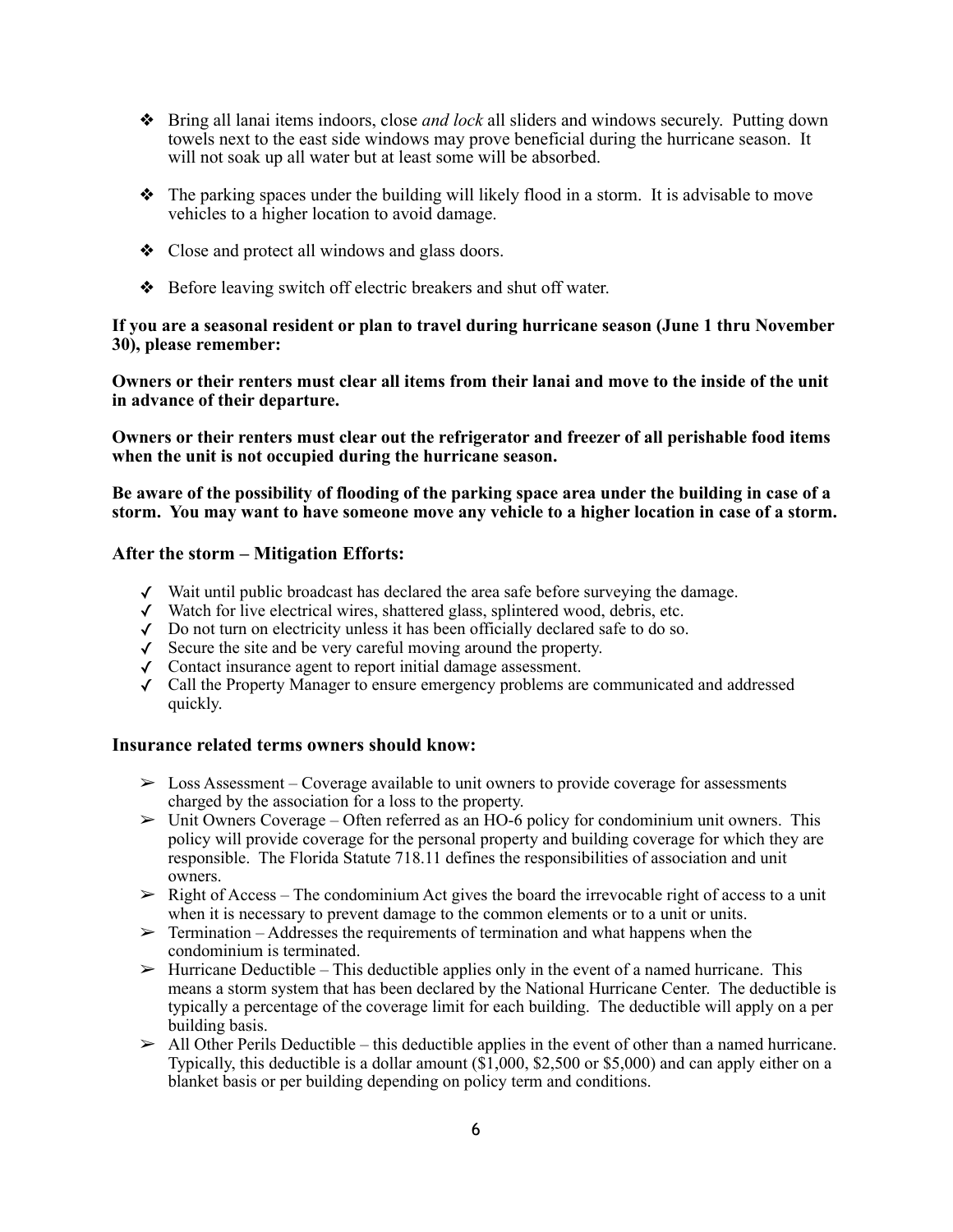- Bring all lanai items indoors, close *and lock* all sliders and windows securely. Putting down towels next to the east side windows may prove beneficial during the hurricane season. It will not soak up all water but at least some will be absorbed.

- The parking spaces under the building will likely flood in a storm. It is advisable to move vehicles to a higher location to avoid damage.

- Close and protect all windows and glass doors.

- Before leaving switch off electric breakers and shut off water.

**If you are a seasonal resident or plan to travel during hurricane season (June 1 thru November 30), please remember:**

**Owners or their renters must clear all items from their lanai and move to the inside of the unit in advance of their departure.**

**Owners or their renters must clear out the refrigerator and freezer of all perishable food items when the unit is not occupied during the hurricane season.**

**Be aware of the possibility of flooding of the parking space area under the building in case of a storm. You may want to have someone move any vehicle to a higher location in case of a storm.**

### After the storm – Mitigation Efforts:

- ✓ Wait until public broadcast has declared the area safe before surveying the damage.
- ✓ Watch for live electrical wires, shattered glass, splintered wood, debris, etc.
- ✓ Do not turn on electricity unless it has been officially declared safe to do so.
- ✓ Secure the site and be very careful moving around the property.
- ✓ Contact insurance agent to report initial damage assessment.
- ✓ Call the Property Manager to ensure emergency problems are communicated and addressed quickly.

### Insurance related terms owners should know:

- Loss Assessment – Coverage available to unit owners to provide coverage for assessments charged by the association for a loss to the property.
- Unit Owners Coverage – Often referred as an HO-6 policy for condominium unit owners. This policy will provide coverage for the personal property and building coverage for which they are responsible. The Florida Statute 718.11 defines the responsibilities of association and unit owners.
- Right of Access – The condominium Act gives the board the irrevocable right of access to a unit when it is necessary to prevent damage to the common elements or to a unit or units.
- Termination – Addresses the requirements of termination and what happens when the condominium is terminated.
- Hurricane Deductible – This deductible applies only in the event of a named hurricane. This means a storm system that has been declared by the National Hurricane Center. The deductible is typically a percentage of the coverage limit for each building. The deductible will apply on a per building basis.
- All Other Perils Deductible – this deductible applies in the event of other than a named hurricane. Typically, this deductible is a dollar amount ($1,000, $2,500 or $5,000) and can apply either on a blanket basis or per building depending on policy term and conditions.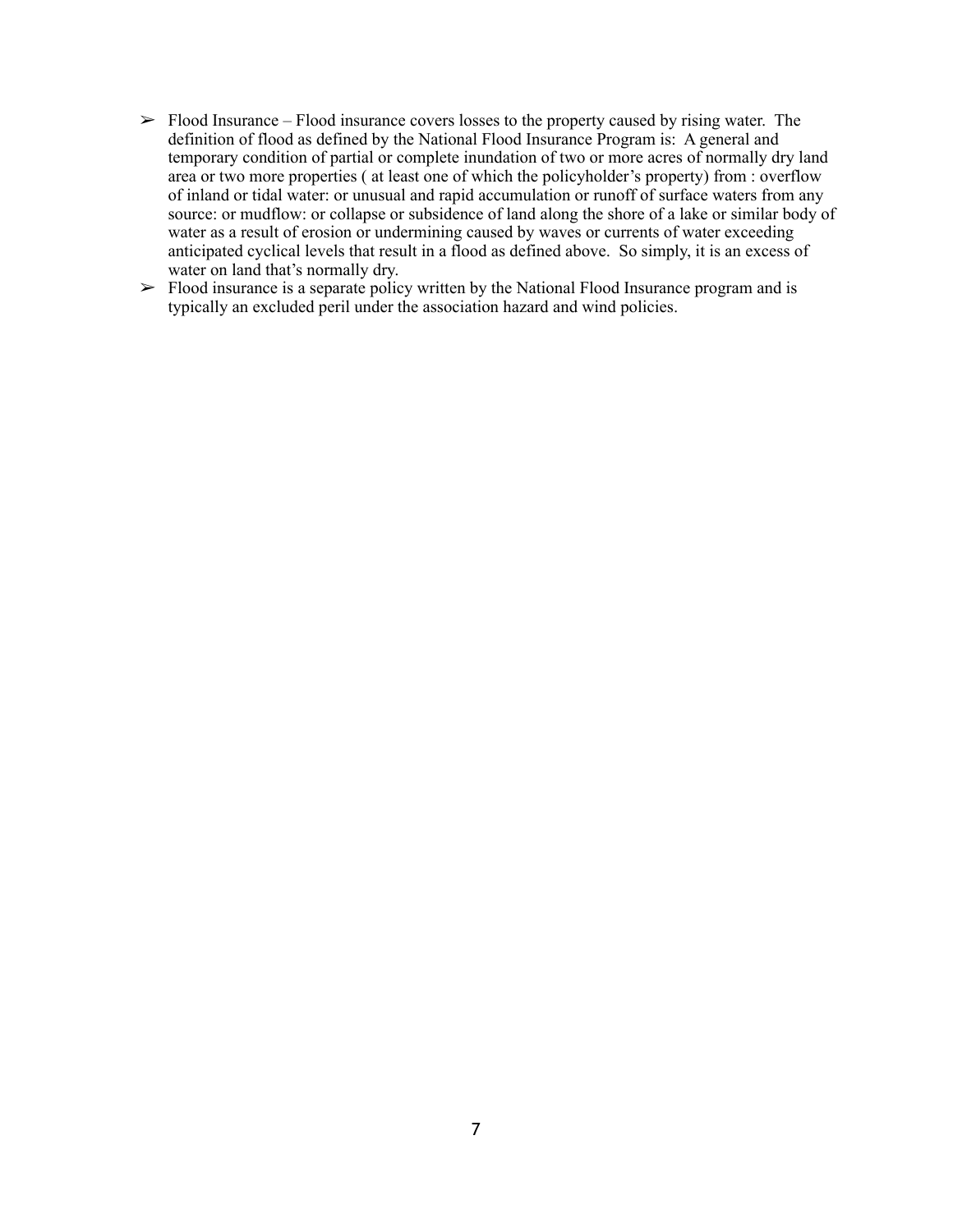- Flood Insurance – Flood insurance covers losses to the property caused by rising water. The definition of flood as defined by the National Flood Insurance Program is: A general and temporary condition of partial or complete inundation of two or more acres of normally dry land area or two more properties ( at least one of which the policyholder's property) from : overflow of inland or tidal water: or unusual and rapid accumulation or runoff of surface waters from any source: or mudflow: or collapse or subsidence of land along the shore of a lake or similar body of water as a result of erosion or undermining caused by waves or currents of water exceeding anticipated cyclical levels that result in a flood as defined above. So simply, it is an excess of water on land that's normally dry.
- Flood insurance is a separate policy written by the National Flood Insurance program and is typically an excluded peril under the association hazard and wind policies.